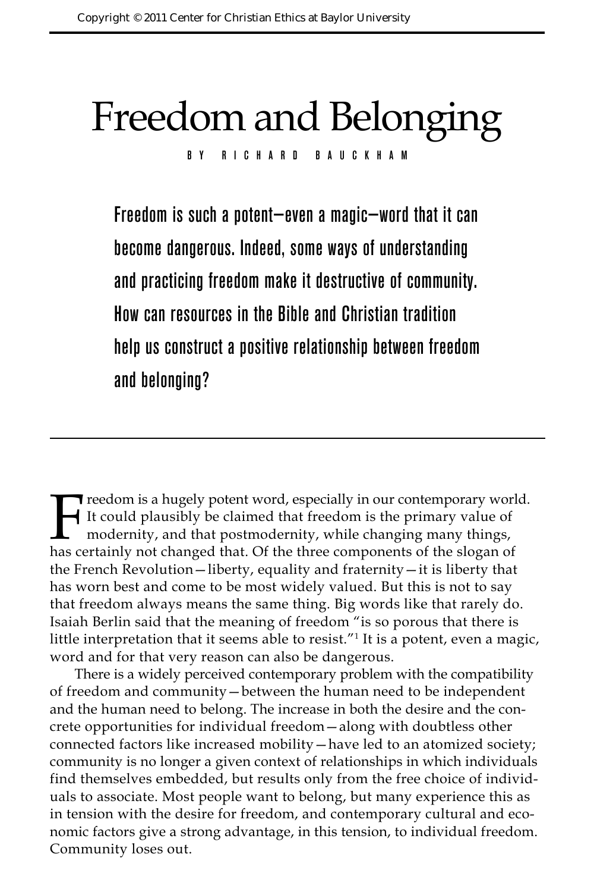# Freedom and Belonging

BY RICHARD BAUCKHAM

**Freedom is such a potent—even a magic—word that it can become dangerous. Indeed, some ways of understanding and practicing freedom make it destructive of community. How can resources in the Bible and Christian tradition help us construct a positive relationship between freedom and belonging?**

Freedom is a hugely potent word, especially in our contemporary world. It could plausibly be claimed that freedom is the primary value of modernity, and that postmodernity, while changing many things, has certainly not changed that. Of the three components of the slogan of the French Revolution—liberty, equality and fraternity—it is liberty that has worn best and come to be most widely valued. But this is not to say that freedom always means the same thing. Big words like that rarely do. Isaiah Berlin said that the meaning of freedom "is so porous that there is little interpretation that it seems able to resist."[1] It is a potent, even a magic, word and for that very reason can also be dangerous.

There is a widely perceived contemporary problem with the compatibility of freedom and community—between the human need to be independent and the human need to belong. The increase in both the desire and the concrete opportunities for individual freedom—along with doubtless other connected factors like increased mobility—have led to an atomized society; community is no longer a given context of relationships in which individuals find themselves embedded, but results only from the free choice of individuals to associate. Most people want to belong, but many experience this as in tension with the desire for freedom, and contemporary cultural and economic factors give a strong advantage, in this tension, to individual freedom. Community loses out.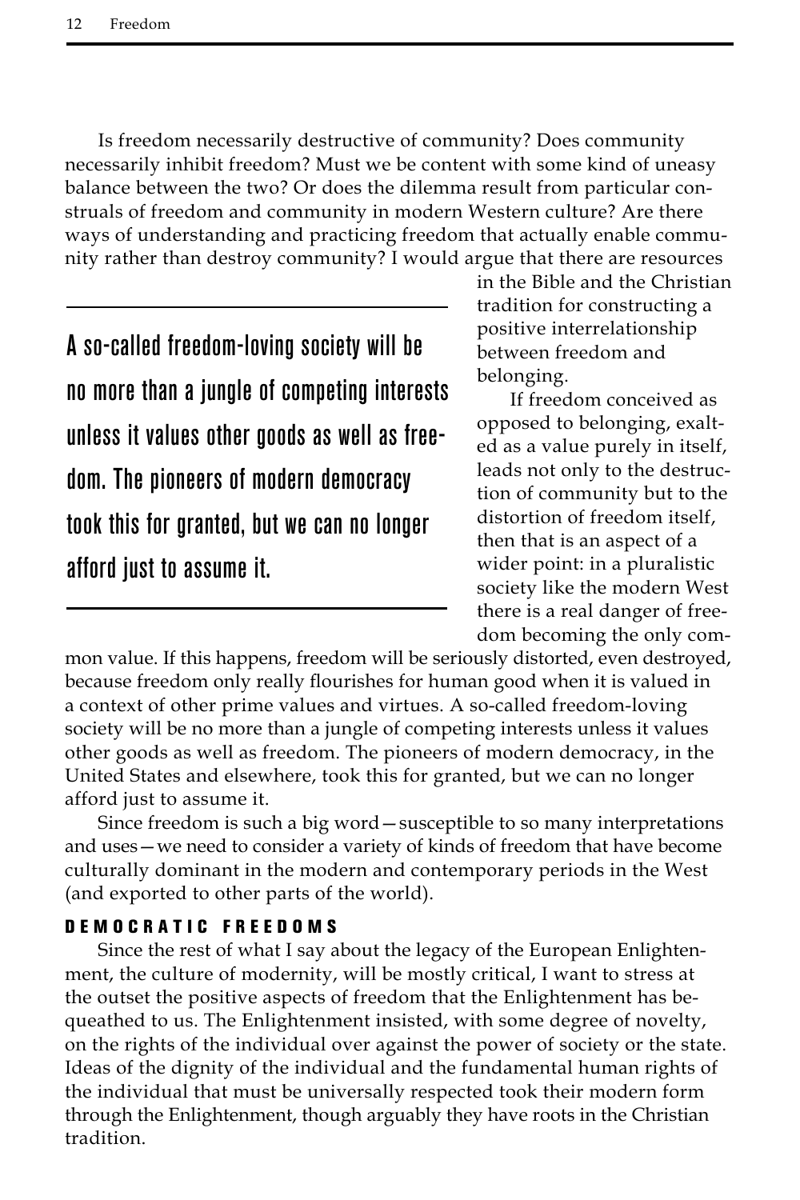Is freedom necessarily destructive of community? Does community necessarily inhibit freedom? Must we be content with some kind of uneasy balance between the two? Or does the dilemma result from particular construals of freedom and community in modern Western culture? Are there ways of understanding and practicing freedom that actually enable community rather than destroy community? I would argue that there are resources in the Bible and the Christian tradition for constructing a positive interrelationship between freedom and belonging.

> **A so-called freedom-loving society will be no more than a jungle of competing interests unless it values other goods as well as freedom. The pioneers of modern democracy took this for granted, but we can no longer afford just to assume it.**

If freedom conceived as opposed to belonging, exalted as a value purely in itself, leads not only to the destruction of community but to the distortion of freedom itself, then that is an aspect of a wider point: in a pluralistic society like the modern West there is a real danger of freedom becoming the only common value. If this happens, freedom will be seriously distorted, even destroyed, because freedom only really flourishes for human good when it is valued in a context of other prime values and virtues. A so-called freedom-loving society will be no more than a jungle of competing interests unless it values other goods as well as freedom. The pioneers of modern democracy, in the United States and elsewhere, took this for granted, but we can no longer afford just to assume it.

Since freedom is such a big word—susceptible to so many interpretations and uses—we need to consider a variety of kinds of freedom that have become culturally dominant in the modern and contemporary periods in the West (and exported to other parts of the world).

## DEMOCRATIC FREEDOMS

Since the rest of what I say about the legacy of the European Enlightenment, the culture of modernity, will be mostly critical, I want to stress at the outset the positive aspects of freedom that the Enlightenment has bequeathed to us. The Enlightenment insisted, with some degree of novelty, on the rights of the individual over against the power of society or the state. Ideas of the dignity of the individual and the fundamental human rights of the individual that must be universally respected took their modern form through the Enlightenment, though arguably they have roots in the Christian tradition.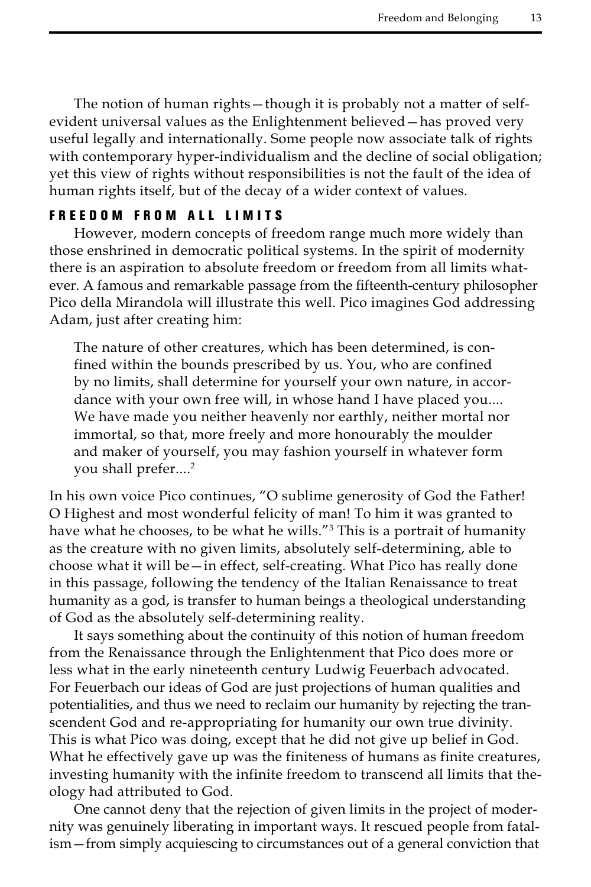The notion of human rights—though it is probably not a matter of self-evident universal values as the Enlightenment believed—has proved very useful legally and internationally. Some people now associate talk of rights with contemporary hyper-individualism and the decline of social obligation; yet this view of rights without responsibilities is not the fault of the idea of human rights itself, but of the decay of a wider context of values.

## FREEDOM FROM ALL LIMITS

However, modern concepts of freedom range much more widely than those enshrined in democratic political systems. In the spirit of modernity there is an aspiration to absolute freedom or freedom from all limits whatever. A famous and remarkable passage from the fifteenth-century philosopher Pico della Mirandola will illustrate this well. Pico imagines God addressing Adam, just after creating him:

> The nature of other creatures, which has been determined, is confined within the bounds prescribed by us. You, who are confined by no limits, shall determine for yourself your own nature, in accordance with your own free will, in whose hand I have placed you.... We have made you neither heavenly nor earthly, neither mortal nor immortal, so that, more freely and more honourably the moulder and maker of yourself, you may fashion yourself in whatever form you shall prefer....[2]

In his own voice Pico continues, "O sublime generosity of God the Father! O Highest and most wonderful felicity of man! To him it was granted to have what he chooses, to be what he wills."[3] This is a portrait of humanity as the creature with no given limits, absolutely self-determining, able to choose what it will be—in effect, self-creating. What Pico has really done in this passage, following the tendency of the Italian Renaissance to treat humanity as a god, is transfer to human beings a theological understanding of God as the absolutely self-determining reality.

It says something about the continuity of this notion of human freedom from the Renaissance through the Enlightenment that Pico does more or less what in the early nineteenth century Ludwig Feuerbach advocated. For Feuerbach our ideas of God are just projections of human qualities and potentialities, and thus we need to reclaim our humanity by rejecting the transcendent God and re-appropriating for humanity our own true divinity. This is what Pico was doing, except that he did not give up belief in God. What he effectively gave up was the finiteness of humans as finite creatures, investing humanity with the infinite freedom to transcend all limits that theology had attributed to God.

One cannot deny that the rejection of given limits in the project of modernity was genuinely liberating in important ways. It rescued people from fatalism—from simply acquiescing to circumstances out of a general conviction that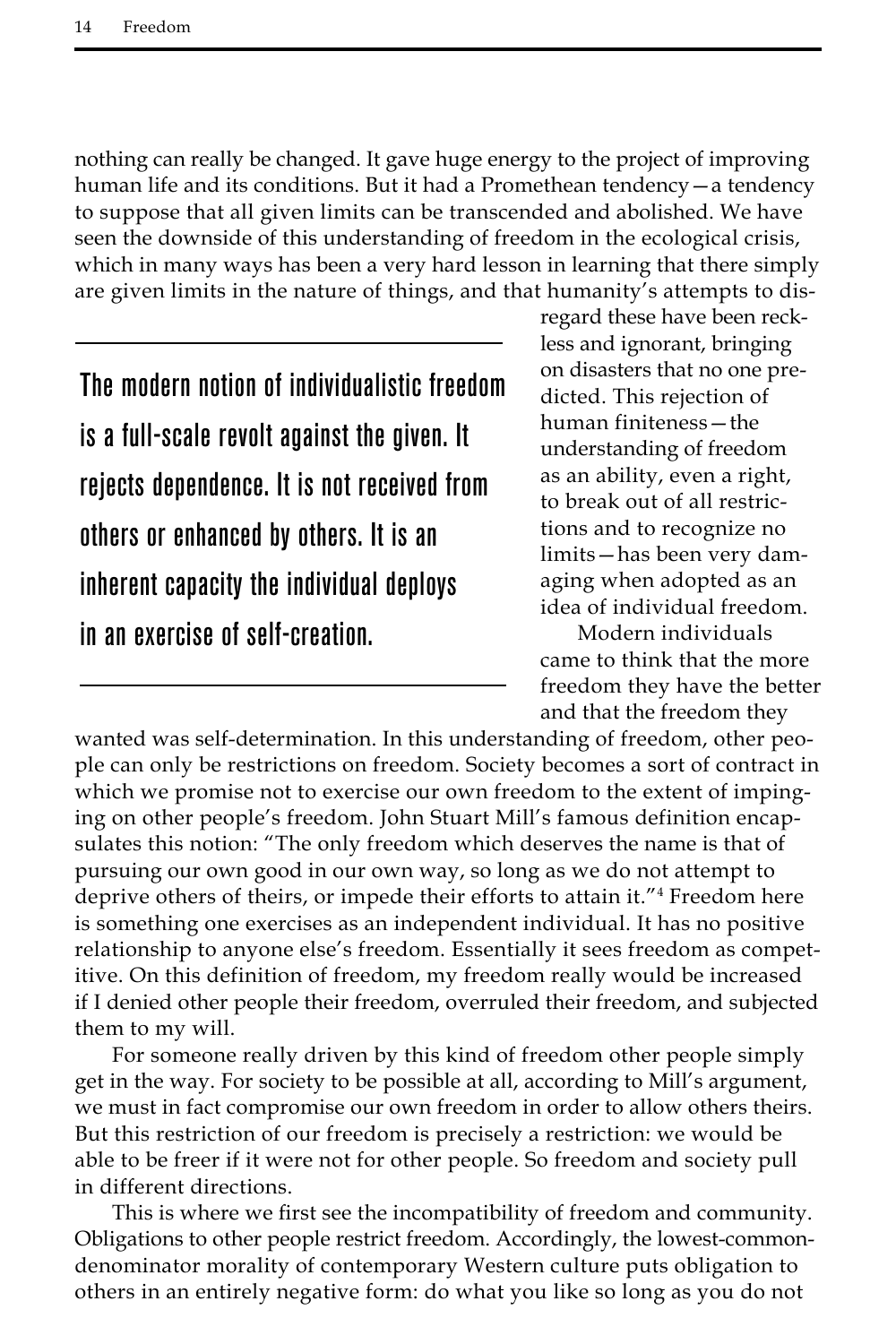nothing can really be changed. It gave huge energy to the project of improving human life and its conditions. But it had a Promethean tendency—a tendency to suppose that all given limits can be transcended and abolished. We have seen the downside of this understanding of freedom in the ecological crisis, which in many ways has been a very hard lesson in learning that there simply are given limits in the nature of things, and that humanity's attempts to disregard these have been reckless and ignorant, bringing on disasters that no one predicted. This rejection of human finiteness—the understanding of freedom as an ability, even a right, to break out of all restrictions and to recognize no limits—has been very damaging when adopted as an idea of individual freedom.

> **The modern notion of individualistic freedom is a full-scale revolt against the given. It rejects dependence. It is not received from others or enhanced by others. It is an inherent capacity the individual deploys in an exercise of self-creation.**

Modern individuals came to think that the more freedom they have the better and that the freedom they wanted was self-determination. In this understanding of freedom, other people can only be restrictions on freedom. Society becomes a sort of contract in which we promise not to exercise our own freedom to the extent of impinging on other people's freedom. John Stuart Mill's famous definition encapsulates this notion: "The only freedom which deserves the name is that of pursuing our own good in our own way, so long as we do not attempt to deprive others of theirs, or impede their efforts to attain it."[4] Freedom here is something one exercises as an independent individual. It has no positive relationship to anyone else's freedom. Essentially it sees freedom as competitive. On this definition of freedom, my freedom really would be increased if I denied other people their freedom, overruled their freedom, and subjected them to my will.

For someone really driven by this kind of freedom other people simply get in the way. For society to be possible at all, according to Mill's argument, we must in fact compromise our own freedom in order to allow others theirs. But this restriction of our freedom is precisely a restriction: we would be able to be freer if it were not for other people. So freedom and society pull in different directions.

This is where we first see the incompatibility of freedom and community. Obligations to other people restrict freedom. Accordingly, the lowest-common-denominator morality of contemporary Western culture puts obligation to others in an entirely negative form: do what you like so long as you do not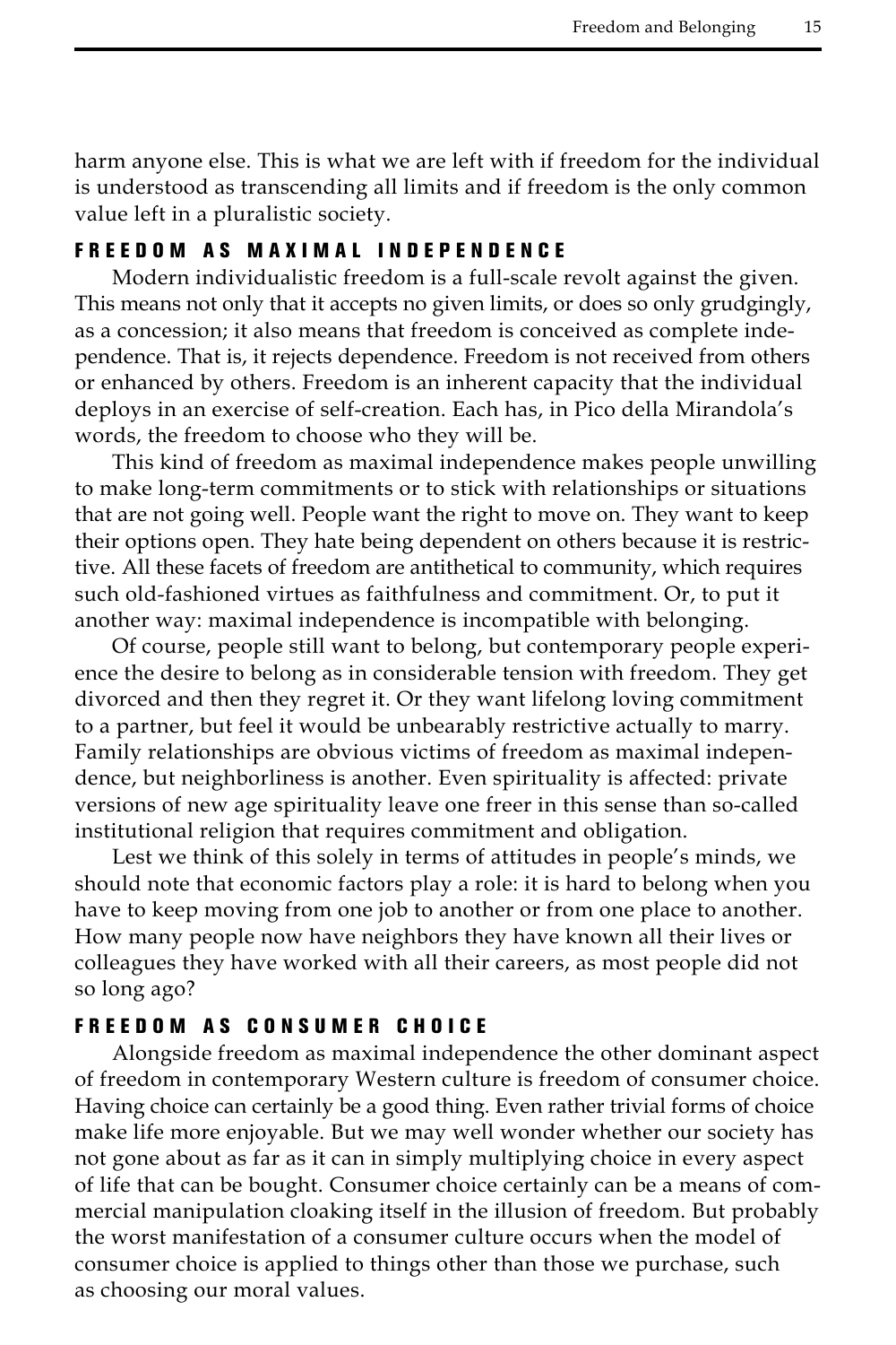harm anyone else. This is what we are left with if freedom for the individual is understood as transcending all limits and if freedom is the only common value left in a pluralistic society.

### FREEDOM AS MAXIMAL INDEPENDENCE

Modern individualistic freedom is a full-scale revolt against the given. This means not only that it accepts no given limits, or does so only grudgingly, as a concession; it also means that freedom is conceived as complete independence. That is, it rejects dependence. Freedom is not received from others or enhanced by others. Freedom is an inherent capacity that the individual deploys in an exercise of self-creation. Each has, in Pico della Mirandola's words, the freedom to choose who they will be.

This kind of freedom as maximal independence makes people unwilling to make long-term commitments or to stick with relationships or situations that are not going well. People want the right to move on. They want to keep their options open. They hate being dependent on others because it is restrictive. All these facets of freedom are antithetical to community, which requires such old-fashioned virtues as faithfulness and commitment. Or, to put it another way: maximal independence is incompatible with belonging.

Of course, people still want to belong, but contemporary people experience the desire to belong as in considerable tension with freedom. They get divorced and then they regret it. Or they want lifelong loving commitment to a partner, but feel it would be unbearably restrictive actually to marry. Family relationships are obvious victims of freedom as maximal independence, but neighborliness is another. Even spirituality is affected: private versions of new age spirituality leave one freer in this sense than so-called institutional religion that requires commitment and obligation.

Lest we think of this solely in terms of attitudes in people's minds, we should note that economic factors play a role: it is hard to belong when you have to keep moving from one job to another or from one place to another. How many people now have neighbors they have known all their lives or colleagues they have worked with all their careers, as most people did not so long ago?

### FREEDOM AS CONSUMER CHOICE

Alongside freedom as maximal independence the other dominant aspect of freedom in contemporary Western culture is freedom of consumer choice. Having choice can certainly be a good thing. Even rather trivial forms of choice make life more enjoyable. But we may well wonder whether our society has not gone about as far as it can in simply multiplying choice in every aspect of life that can be bought. Consumer choice certainly can be a means of commercial manipulation cloaking itself in the illusion of freedom. But probably the worst manifestation of a consumer culture occurs when the model of consumer choice is applied to things other than those we purchase, such as choosing our moral values.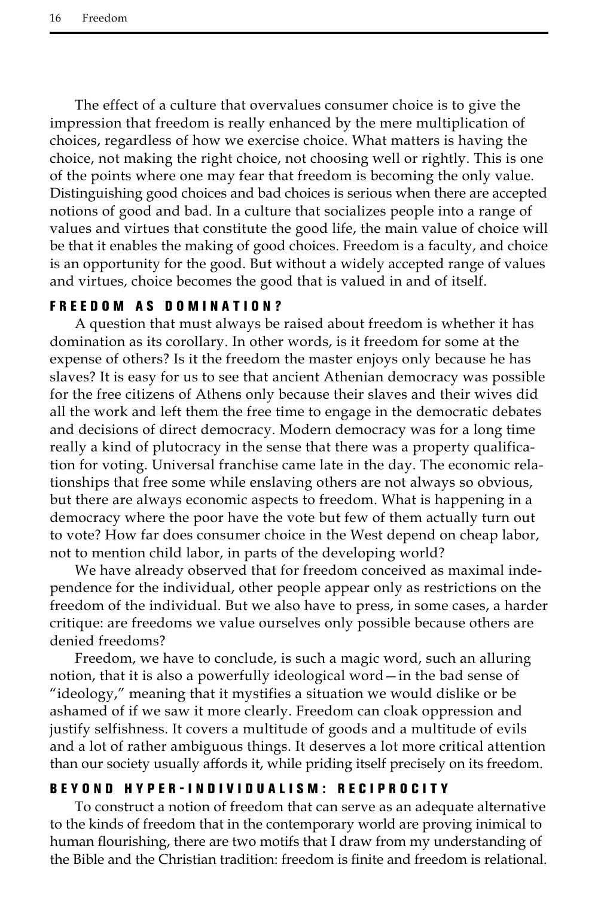The effect of a culture that overvalues consumer choice is to give the impression that freedom is really enhanced by the mere multiplication of choices, regardless of how we exercise choice. What matters is having the choice, not making the right choice, not choosing well or rightly. This is one of the points where one may fear that freedom is becoming the only value. Distinguishing good choices and bad choices is serious when there are accepted notions of good and bad. In a culture that socializes people into a range of values and virtues that constitute the good life, the main value of choice will be that it enables the making of good choices. Freedom is a faculty, and choice is an opportunity for the good. But without a widely accepted range of values and virtues, choice becomes the good that is valued in and of itself.

## FREEDOM AS DOMINATION?

A question that must always be raised about freedom is whether it has domination as its corollary. In other words, is it freedom for some at the expense of others? Is it the freedom the master enjoys only because he has slaves? It is easy for us to see that ancient Athenian democracy was possible for the free citizens of Athens only because their slaves and their wives did all the work and left them the free time to engage in the democratic debates and decisions of direct democracy. Modern democracy was for a long time really a kind of plutocracy in the sense that there was a property qualification for voting. Universal franchise came late in the day. The economic relationships that free some while enslaving others are not always so obvious, but there are always economic aspects to freedom. What is happening in a democracy where the poor have the vote but few of them actually turn out to vote? How far does consumer choice in the West depend on cheap labor, not to mention child labor, in parts of the developing world?

We have already observed that for freedom conceived as maximal independence for the individual, other people appear only as restrictions on the freedom of the individual. But we also have to press, in some cases, a harder critique: are freedoms we value ourselves only possible because others are denied freedoms?

Freedom, we have to conclude, is such a magic word, such an alluring notion, that it is also a powerfully ideological word—in the bad sense of "ideology," meaning that it mystifies a situation we would dislike or be ashamed of if we saw it more clearly. Freedom can cloak oppression and justify selfishness. It covers a multitude of goods and a multitude of evils and a lot of rather ambiguous things. It deserves a lot more critical attention than our society usually affords it, while priding itself precisely on its freedom.

## BEYOND HYPER-INDIVIDUALISM: RECIPROCITY

To construct a notion of freedom that can serve as an adequate alternative to the kinds of freedom that in the contemporary world are proving inimical to human flourishing, there are two motifs that I draw from my understanding of the Bible and the Christian tradition: freedom is finite and freedom is relational.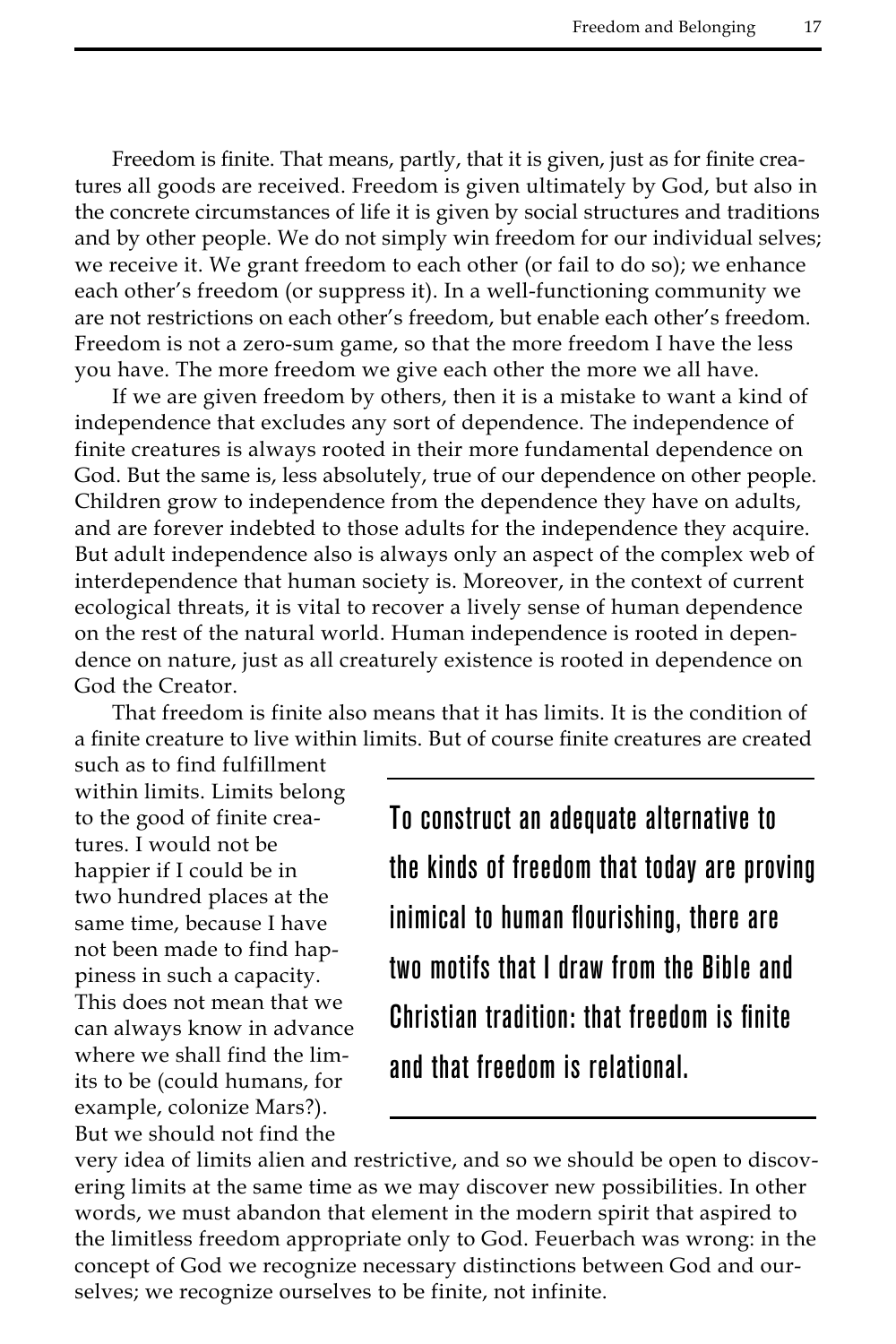Freedom is finite. That means, partly, that it is given, just as for finite creatures all goods are received. Freedom is given ultimately by God, but also in the concrete circumstances of life it is given by social structures and traditions and by other people. We do not simply win freedom for our individual selves; we receive it. We grant freedom to each other (or fail to do so); we enhance each other's freedom (or suppress it). In a well-functioning community we are not restrictions on each other's freedom, but enable each other's freedom. Freedom is not a zero-sum game, so that the more freedom I have the less you have. The more freedom we give each other the more we all have.

If we are given freedom by others, then it is a mistake to want a kind of independence that excludes any sort of dependence. The independence of finite creatures is always rooted in their more fundamental dependence on God. But the same is, less absolutely, true of our dependence on other people. Children grow to independence from the dependence they have on adults, and are forever indebted to those adults for the independence they acquire. But adult independence also is always only an aspect of the complex web of interdependence that human society is. Moreover, in the context of current ecological threats, it is vital to recover a lively sense of human dependence on the rest of the natural world. Human independence is rooted in dependence on nature, just as all creaturely existence is rooted in dependence on God the Creator.

That freedom is finite also means that it has limits. It is the condition of a finite creature to live within limits. But of course finite creatures are created such as to find fulfillment within limits. Limits belong to the good of finite creatures. I would not be happier if I could be in two hundred places at the same time, because I have not been made to find happiness in such a capacity. This does not mean that we can always know in advance where we shall find the limits to be (could humans, for example, colonize Mars?). But we should not find the very idea of limits alien and restrictive, and so we should be open to discovering limits at the same time as we may discover new possibilities. In other words, we must abandon that element in the modern spirit that aspired to the limitless freedom appropriate only to God. Feuerbach was wrong: in the concept of God we recognize necessary distinctions between God and ourselves; we recognize ourselves to be finite, not infinite.

> **To construct an adequate alternative to the kinds of freedom that today are proving inimical to human flourishing, there are two motifs that I draw from the Bible and Christian tradition: that freedom is finite and that freedom is relational.**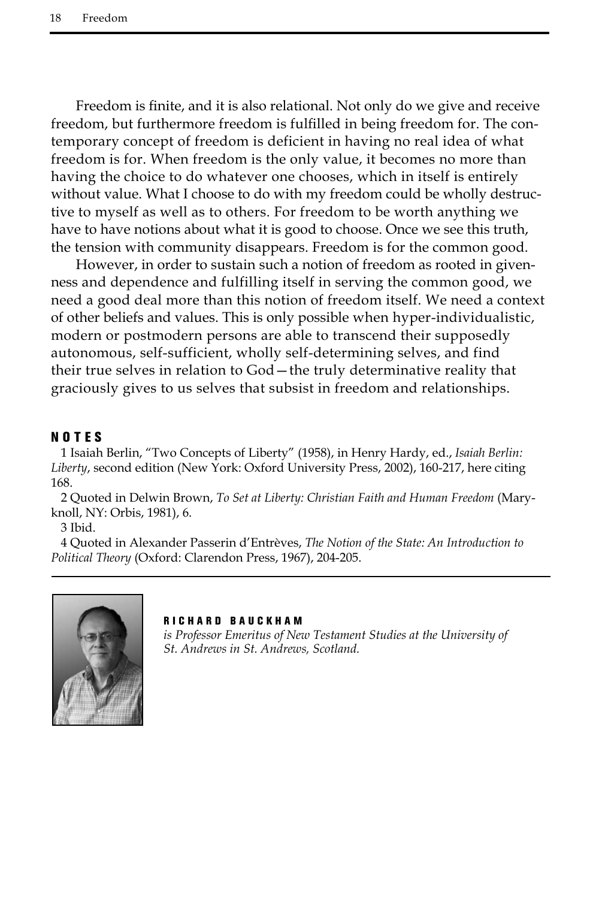Freedom is finite, and it is also relational. Not only do we give and receive freedom, but furthermore freedom is fulfilled in being freedom for. The contemporary concept of freedom is deficient in having no real idea of what freedom is for. When freedom is the only value, it becomes no more than having the choice to do whatever one chooses, which in itself is entirely without value. What I choose to do with my freedom could be wholly destructive to myself as well as to others. For freedom to be worth anything we have to have notions about what it is good to choose. Once we see this truth, the tension with community disappears. Freedom is for the common good.

However, in order to sustain such a notion of freedom as rooted in givenness and dependence and fulfilling itself in serving the common good, we need a good deal more than this notion of freedom itself. We need a context of other beliefs and values. This is only possible when hyper-individualistic, modern or postmodern persons are able to transcend their supposedly autonomous, self-sufficient, wholly self-determining selves, and find their true selves in relation to God—the truly determinative reality that graciously gives to us selves that subsist in freedom and relationships.

## NOTES

1 Isaiah Berlin, "Two Concepts of Liberty" (1958), in Henry Hardy, ed., *Isaiah Berlin: Liberty*, second edition (New York: Oxford University Press, 2002), 160-217, here citing 168.

2 Quoted in Delwin Brown, *To Set at Liberty: Christian Faith and Human Freedom* (Maryknoll, NY: Orbis, 1981), 6.

3 Ibid.

4 Quoted in Alexander Passerin d'Entrèves, *The Notion of the State: An Introduction to Political Theory* (Oxford: Clarendon Press, 1967), 204-205.

**RICHARD BAUCKHAM**
*is Professor Emeritus of New Testament Studies at the University of St. Andrews in St. Andrews, Scotland.*